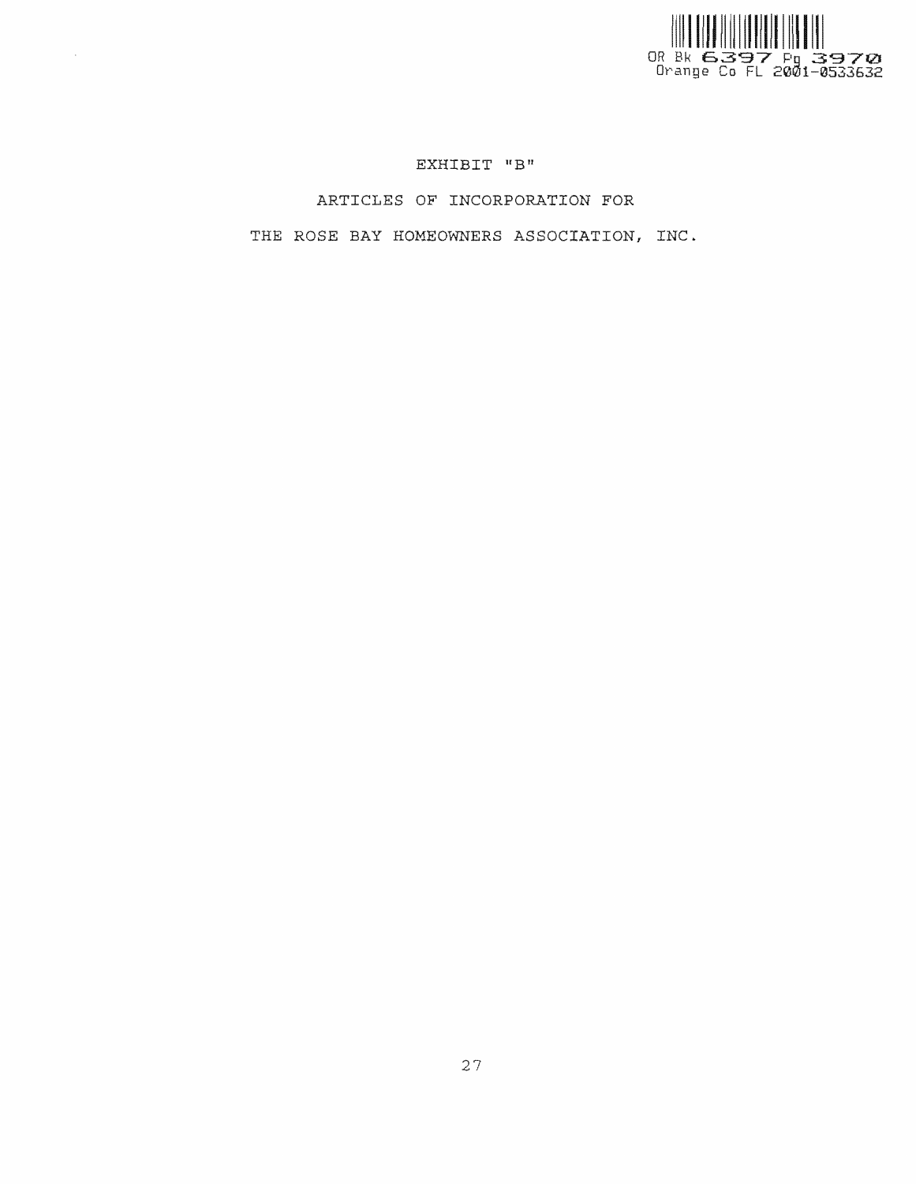OR Bk 6397 Pg 3970
Orange Co FL 2001-0533632

# EXHIBIT "B"

## ARTICLES OF INCORPORATION FOR

## THE ROSE BAY HOMEOWNERS ASSOCIATION, INC.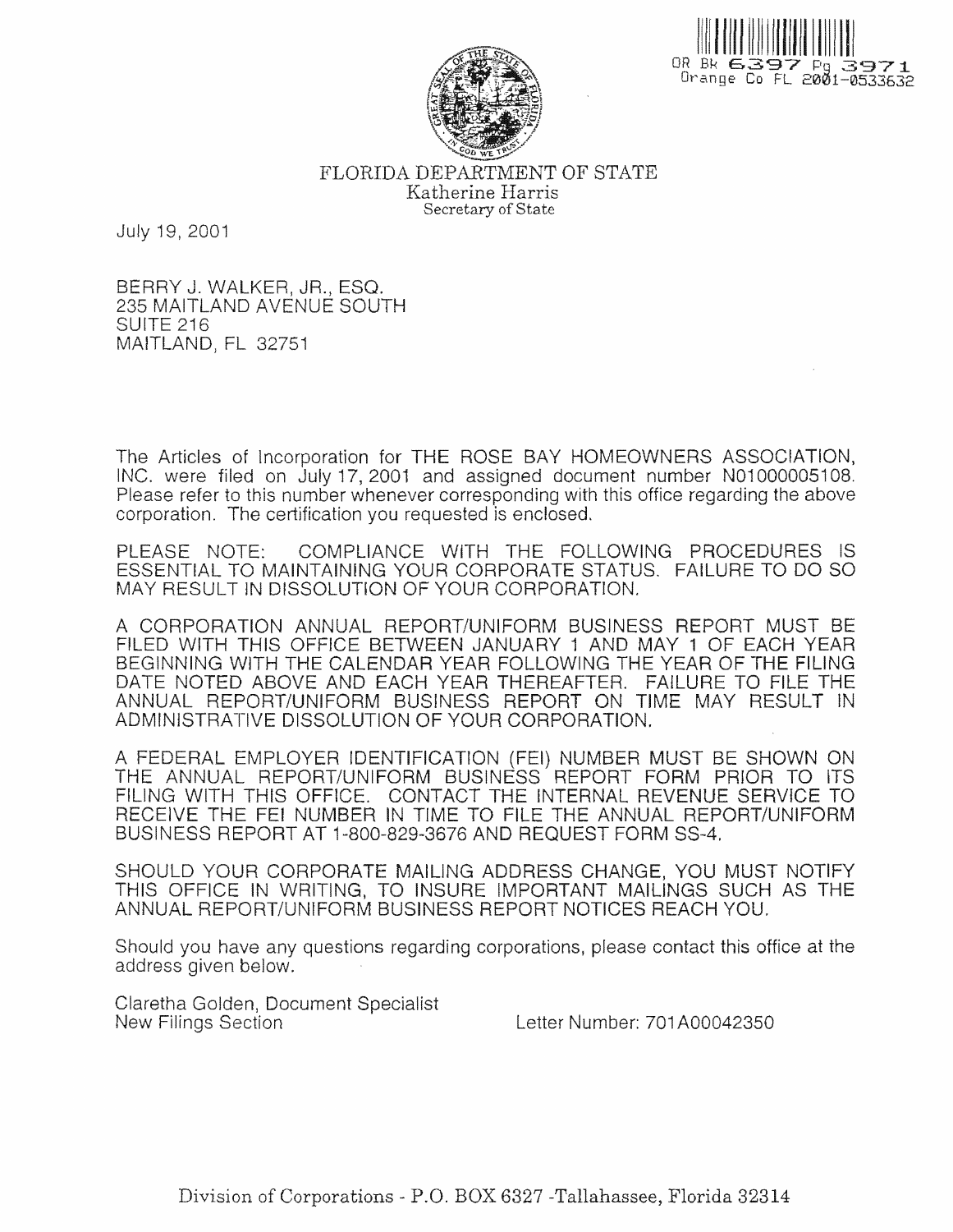OR BK 6397 Pg 3971
Orange Co FL 2001-0533632

# FLORIDA DEPARTMENT OF STATE

Katherine Harris
Secretary of State

July 19, 2001

BERRY J. WALKER, JR., ESQ.
235 MAITLAND AVENUE SOUTH
SUITE 216
MAITLAND, FL 32751

The Articles of Incorporation for THE ROSE BAY HOMEOWNERS ASSOCIATION, INC. were filed on July 17, 2001 and assigned document number N01000005108. Please refer to this number whenever corresponding with this office regarding the above corporation. The certification you requested is enclosed.

PLEASE NOTE: COMPLIANCE WITH THE FOLLOWING PROCEDURES IS ESSENTIAL TO MAINTAINING YOUR CORPORATE STATUS. FAILURE TO DO SO MAY RESULT IN DISSOLUTION OF YOUR CORPORATION.

A CORPORATION ANNUAL REPORT/UNIFORM BUSINESS REPORT MUST BE FILED WITH THIS OFFICE BETWEEN JANUARY 1 AND MAY 1 OF EACH YEAR BEGINNING WITH THE CALENDAR YEAR FOLLOWING THE YEAR OF THE FILING DATE NOTED ABOVE AND EACH YEAR THEREAFTER. FAILURE TO FILE THE ANNUAL REPORT/UNIFORM BUSINESS REPORT ON TIME MAY RESULT IN ADMINISTRATIVE DISSOLUTION OF YOUR CORPORATION.

A FEDERAL EMPLOYER IDENTIFICATION (FEI) NUMBER MUST BE SHOWN ON THE ANNUAL REPORT/UNIFORM BUSINESS REPORT FORM PRIOR TO ITS FILING WITH THIS OFFICE. CONTACT THE INTERNAL REVENUE SERVICE TO RECEIVE THE FEI NUMBER IN TIME TO FILE THE ANNUAL REPORT/UNIFORM BUSINESS REPORT AT 1-800-829-3676 AND REQUEST FORM SS-4.

SHOULD YOUR CORPORATE MAILING ADDRESS CHANGE, YOU MUST NOTIFY THIS OFFICE IN WRITING, TO INSURE IMPORTANT MAILINGS SUCH AS THE ANNUAL REPORT/UNIFORM BUSINESS REPORT NOTICES REACH YOU.

Should you have any questions regarding corporations, please contact this office at the address given below.

Claretha Golden, Document Specialist
New Filings Section

Letter Number: 701A00042350

Division of Corporations - P.O. BOX 6327 -Tallahassee, Florida 32314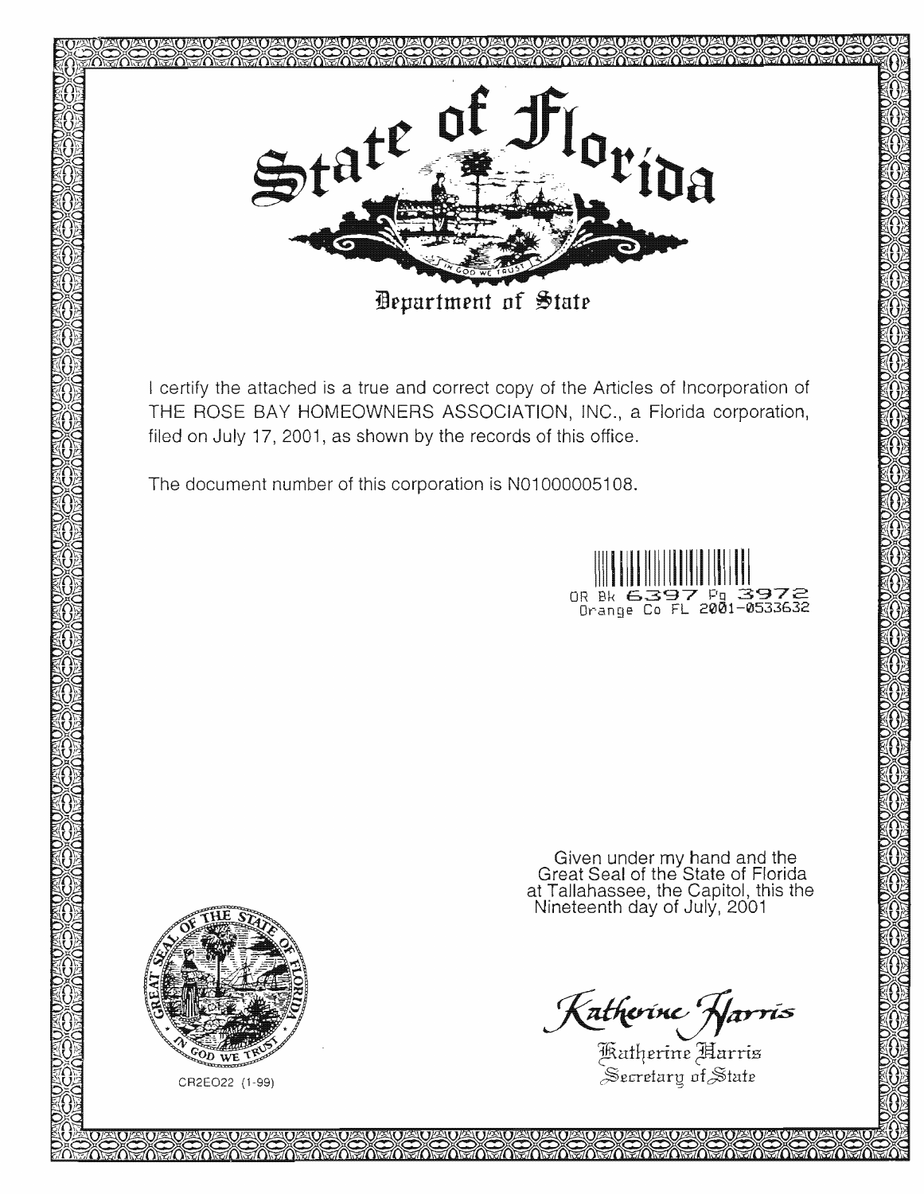# State of Florida

## Department of State

I certify the attached is a true and correct copy of the Articles of Incorporation of THE ROSE BAY HOMEOWNERS ASSOCIATION, INC., a Florida corporation, filed on July 17, 2001, as shown by the records of this office.

The document number of this corporation is N01000005108.

OR Bk 6397 Pg 3972
Orange Co FL 2001-0533632

Given under my hand and the Great Seal of the State of Florida at Tallahassee, the Capitol, this the Nineteenth day of July, 2001

*Katherine Harris*

Katherine Harris
Secretary of State

CR2EO22 (1-99)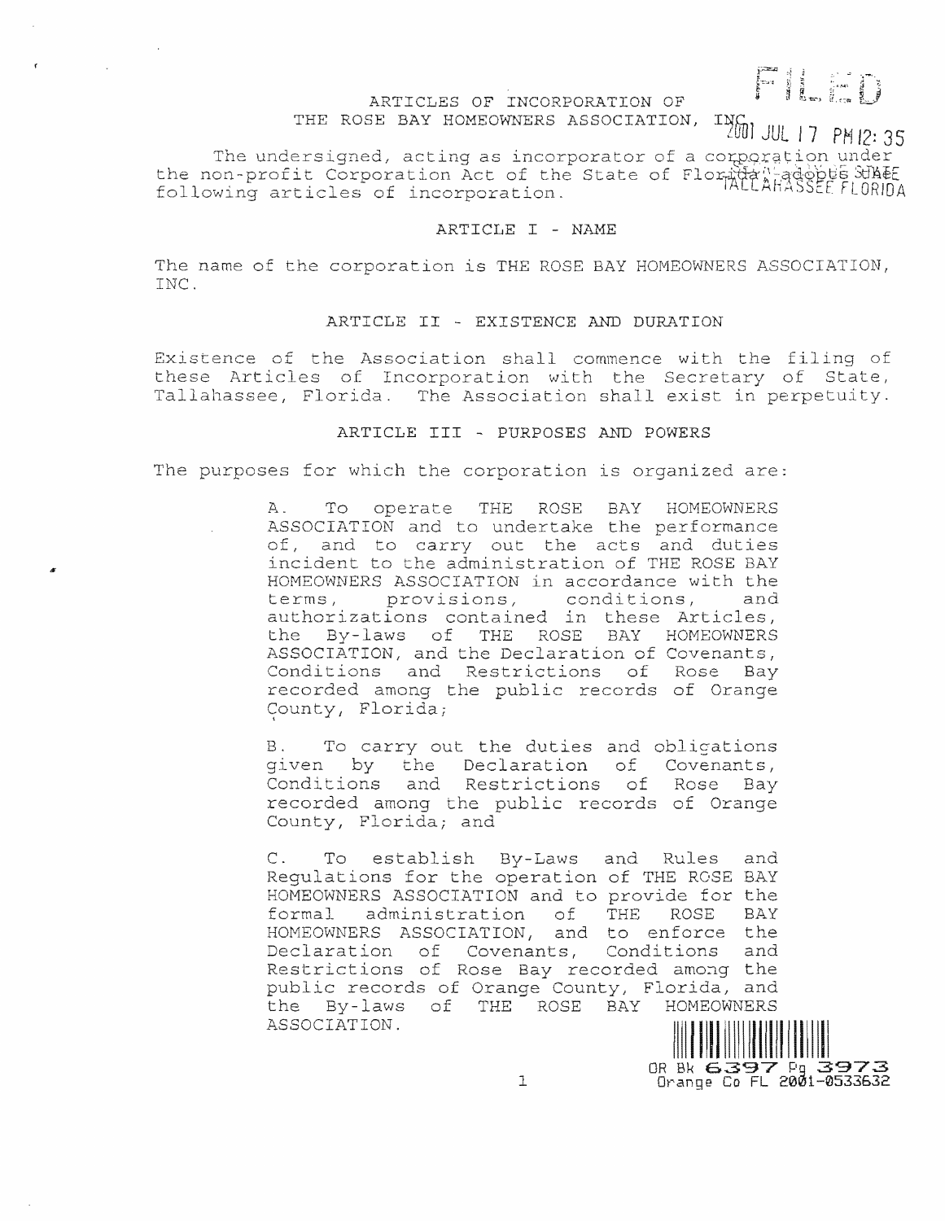# ARTICLES OF INCORPORATION OF THE ROSE BAY HOMEOWNERS ASSOCIATION, INC.

FILED

2001 JUL 17 PM 12:35

TALLAHASSEE FLORIDA

The undersigned, acting as incorporator of a corporation under the non-profit Corporation Act of the State of Florida, adopts the following articles of incorporation.

## ARTICLE I - NAME

The name of the corporation is THE ROSE BAY HOMEOWNERS ASSOCIATION, INC.

## ARTICLE II - EXISTENCE AND DURATION

Existence of the Association shall commence with the filing of these Articles of Incorporation with the Secretary of State, Tallahassee, Florida. The Association shall exist in perpetuity.

## ARTICLE III - PURPOSES AND POWERS

The purposes for which the corporation is organized are:

A. To operate THE ROSE BAY HOMEOWNERS ASSOCIATION and to undertake the performance of, and to carry out the acts and duties incident to the administration of THE ROSE BAY HOMEOWNERS ASSOCIATION in accordance with the terms, provisions, conditions, and authorizations contained in these Articles, the By-laws of THE ROSE BAY HOMEOWNERS ASSOCIATION, and the Declaration of Covenants, Conditions and Restrictions of Rose Bay recorded among the public records of Orange County, Florida;

B. To carry out the duties and obligations given by the Declaration of Covenants, Conditions and Restrictions of Rose Bay recorded among the public records of Orange County, Florida; and

C. To establish By-Laws and Rules and Regulations for the operation of THE ROSE BAY HOMEOWNERS ASSOCIATION and to provide for the formal administration of THE ROSE BAY HOMEOWNERS ASSOCIATION, and to enforce the Declaration of Covenants, Conditions and Restrictions of Rose Bay recorded among the public records of Orange County, Florida, and the By-laws of THE ROSE BAY HOMEOWNERS ASSOCIATION.

OR Bk 6397 Pg 3973
Orange Co FL 2001-0533632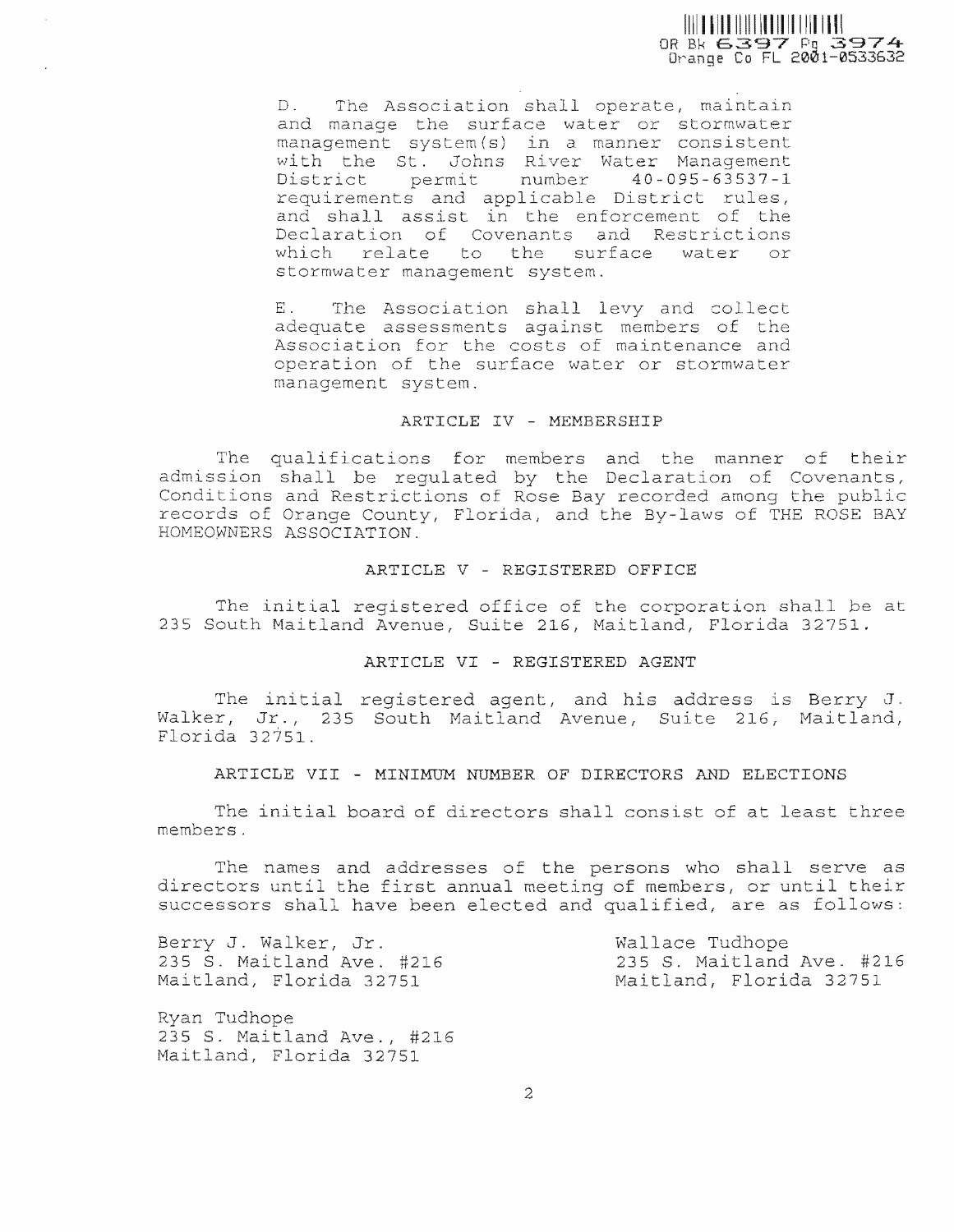D. The Association shall operate, maintain and manage the surface water or stormwater management system(s) in a manner consistent with the St. Johns River Water Management District permit number 40-095-63537-1 requirements and applicable District rules, and shall assist in the enforcement of the Declaration of Covenants and Restrictions which relate to the surface water or stormwater management system.

E. The Association shall levy and collect adequate assessments against members of the Association for the costs of maintenance and operation of the surface water or stormwater management system.

## ARTICLE IV - MEMBERSHIP

The qualifications for members and the manner of their admission shall be regulated by the Declaration of Covenants, Conditions and Restrictions of Rose Bay recorded among the public records of Orange County, Florida, and the By-laws of THE ROSE BAY HOMEOWNERS ASSOCIATION.

## ARTICLE V - REGISTERED OFFICE

The initial registered office of the corporation shall be at 235 South Maitland Avenue, Suite 216, Maitland, Florida 32751.

## ARTICLE VI - REGISTERED AGENT

The initial registered agent, and his address is Berry J. Walker, Jr., 235 South Maitland Avenue, Suite 216, Maitland, Florida 32751.

## ARTICLE VII - MINIMUM NUMBER OF DIRECTORS AND ELECTIONS

The initial board of directors shall consist of at least three members.

The names and addresses of the persons who shall serve as directors until the first annual meeting of members, or until their successors shall have been elected and qualified, are as follows:

Berry J. Walker, Jr.
235 S. Maitland Ave. #216
Maitland, Florida 32751

Wallace Tudhope
235 S. Maitland Ave. #216
Maitland, Florida 32751

Ryan Tudhope
235 S. Maitland Ave., #216
Maitland, Florida 32751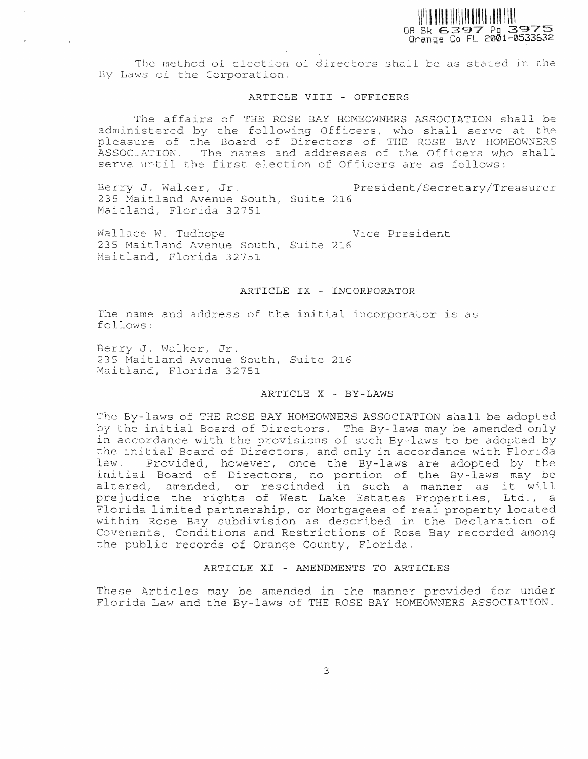The method of election of directors shall be as stated in the By Laws of the Corporation.

## ARTICLE VIII - OFFICERS

The affairs of THE ROSE BAY HOMEOWNERS ASSOCIATION shall be administered by the following Officers, who shall serve at the pleasure of the Board of Directors of THE ROSE BAY HOMEOWNERS ASSOCIATION. The names and addresses of the Officers who shall serve until the first election of Officers are as follows:

Berry J. Walker, Jr. — President/Secretary/Treasurer
235 Maitland Avenue South, Suite 216
Maitland, Florida 32751

Wallace W. Tudhope — Vice President
235 Maitland Avenue South, Suite 216
Maitland, Florida 32751

## ARTICLE IX - INCORPORATOR

The name and address of the initial incorporator is as follows:

Berry J. Walker, Jr.
235 Maitland Avenue South, Suite 216
Maitland, Florida 32751

## ARTICLE X - BY-LAWS

The By-laws of THE ROSE BAY HOMEOWNERS ASSOCIATION shall be adopted by the initial Board of Directors. The By-laws may be amended only in accordance with the provisions of such By-laws to be adopted by the initial Board of Directors, and only in accordance with Florida law. Provided, however, once the By-laws are adopted by the initial Board of Directors, no portion of the By-laws may be altered, amended, or rescinded in such a manner as it will prejudice the rights of West Lake Estates Properties, Ltd., a Florida limited partnership, or Mortgagees of real property located within Rose Bay subdivision as described in the Declaration of Covenants, Conditions and Restrictions of Rose Bay recorded among the public records of Orange County, Florida.

## ARTICLE XI - AMENDMENTS TO ARTICLES

These Articles may be amended in the manner provided for under Florida Law and the By-laws of THE ROSE BAY HOMEOWNERS ASSOCIATION.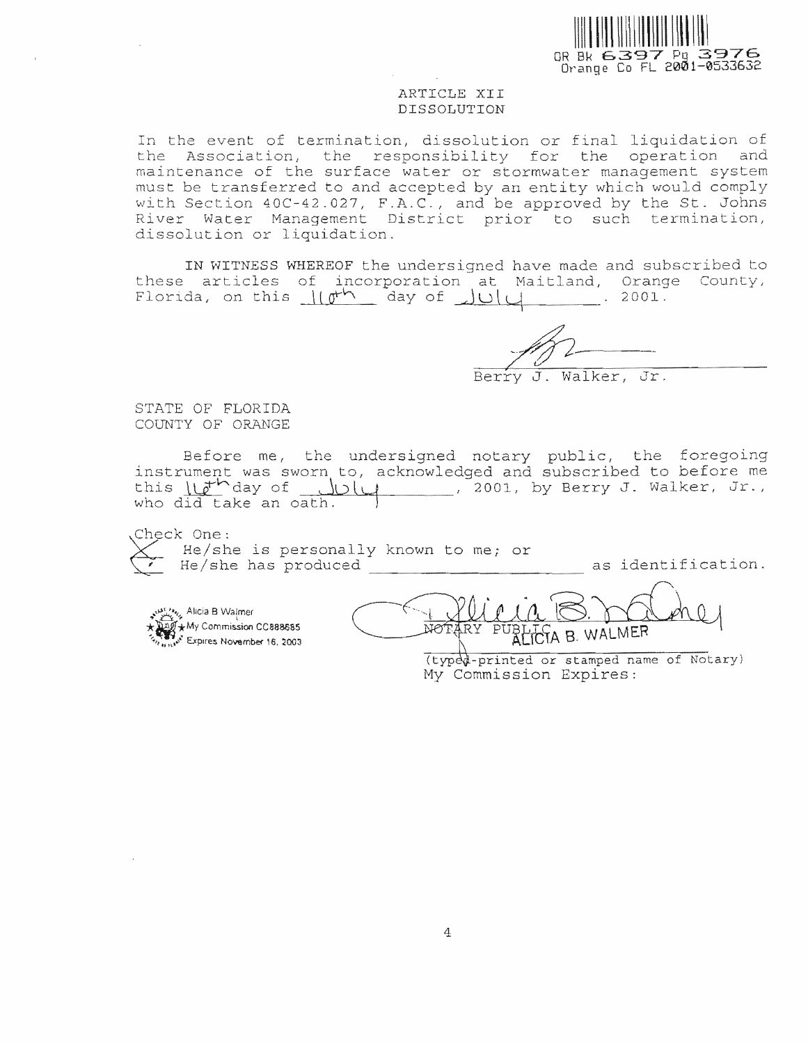OR Bk 6397 Pg 3976
Orange Co FL 2001-0533632

## ARTICLE XII
## DISSOLUTION

In the event of termination, dissolution or final liquidation of the Association, the responsibility for the operation and maintenance of the surface water or stormwater management system must be transferred to and accepted by an entity which would comply with Section 40C-42.027, F.A.C., and be approved by the St. Johns River Water Management District prior to such termination, dissolution or liquidation.

IN WITNESS WHEREOF the undersigned have made and subscribed to these articles of incorporation at Maitland, Orange County, Florida, on this 16th day of July, 2001.

Berry J. Walker, Jr.

STATE OF FLORIDA
COUNTY OF ORANGE

Before me, the undersigned notary public, the foregoing instrument was sworn to, acknowledged and subscribed to before me this 16th day of July, 2001, by Berry J. Walker, Jr., who did take an oath.

Check One:
X He/she is personally known to me; or
He/she has produced ____________________ as identification.

Alicia B Walmer
My Commission CC888685
Expires November 16, 2003

NOTARY PUBLIC ALICIA B. WALMER
(typed-printed or stamped name of Notary)
My Commission Expires: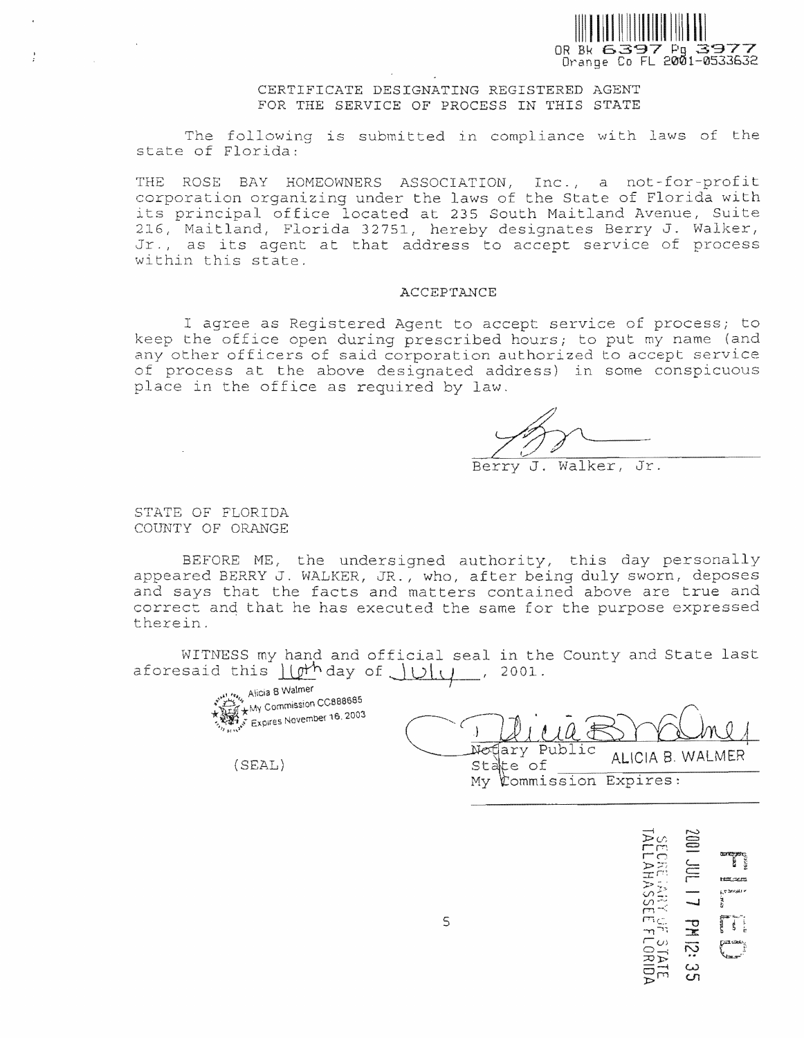OR Bk 6397 Pg 3977
Orange Co FL 2001-0533632

# CERTIFICATE DESIGNATING REGISTERED AGENT FOR THE SERVICE OF PROCESS IN THIS STATE

The following is submitted in compliance with laws of the state of Florida:

THE ROSE BAY HOMEOWNERS ASSOCIATION, Inc., a not-for-profit corporation organizing under the laws of the State of Florida with its principal office located at 235 South Maitland Avenue, Suite 216, Maitland, Florida 32751, hereby designates Berry J. Walker, Jr., as its agent at that address to accept service of process within this state.

## ACCEPTANCE

I agree as Registered Agent to accept service of process; to keep the office open during prescribed hours; to put my name (and any other officers of said corporation authorized to accept service of process at the above designated address) in some conspicuous place in the office as required by law.

Berry J. Walker, Jr.

STATE OF FLORIDA
COUNTY OF ORANGE

BEFORE ME, the undersigned authority, this day personally appeared BERRY J. WALKER, JR., who, after being duly sworn, deposes and says that the facts and matters contained above are true and correct and that he has executed the same for the purpose expressed therein.

WITNESS my hand and official seal in the County and State last aforesaid this 16th day of July, 2001.

Alicia B Walmer
My Commission CC888685
Expires November 16, 2003

(SEAL)

Notary Public ALICIA B. WALMER
State of
My Commission Expires:

FILED
2001 JUL 17 PM 12:35
SECRETARY OF STATE
TALLAHASSEE FLORIDA